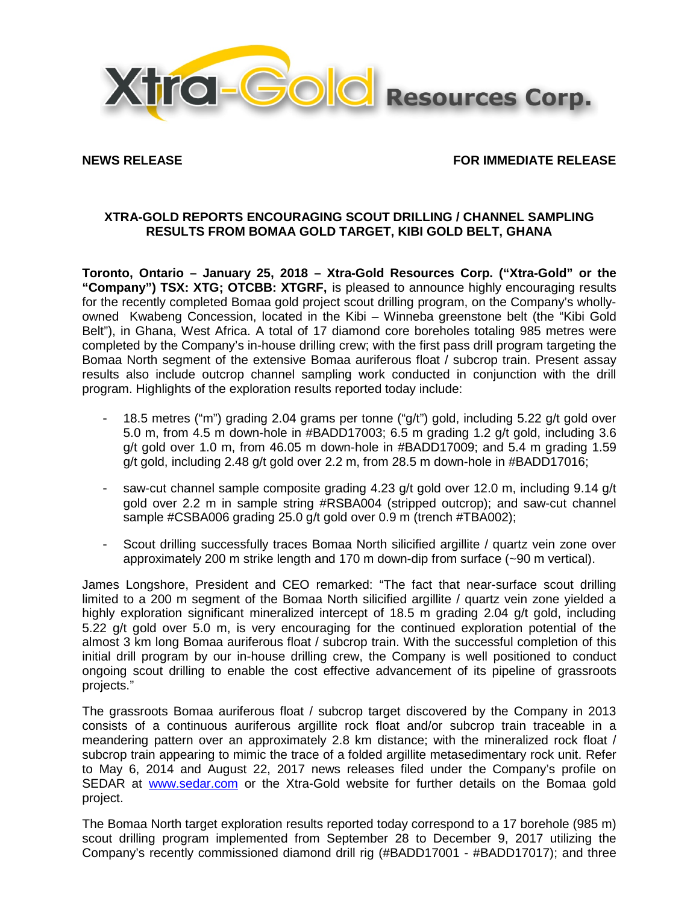**NEWS RELEASE** **FOR IMMEDIATE RELEASE**

## XTRA-GOLD REPORTS ENCOURAGING SCOUT DRILLING / CHANNEL SAMPLING RESULTS FROM BOMAA GOLD TARGET, KIBI GOLD BELT, GHANA

**Toronto, Ontario – January 25, 2018 – Xtra-Gold Resources Corp. ("Xtra-Gold" or the "Company") TSX: XTG; OTCBB: XTGRF,** is pleased to announce highly encouraging results for the recently completed Bomaa gold project scout drilling program, on the Company's wholly-owned Kwabeng Concession, located in the Kibi – Winneba greenstone belt (the "Kibi Gold Belt"), in Ghana, West Africa. A total of 17 diamond core boreholes totaling 985 metres were completed by the Company's in-house drilling crew; with the first pass drill program targeting the Bomaa North segment of the extensive Bomaa auriferous float / subcrop train. Present assay results also include outcrop channel sampling work conducted in conjunction with the drill program. Highlights of the exploration results reported today include:

- 18.5 metres ("m") grading 2.04 grams per tonne ("g/t") gold, including 5.22 g/t gold over 5.0 m, from 4.5 m down-hole in #BADD17003; 6.5 m grading 1.2 g/t gold, including 3.6 g/t gold over 1.0 m, from 46.05 m down-hole in #BADD17009; and 5.4 m grading 1.59 g/t gold, including 2.48 g/t gold over 2.2 m, from 28.5 m down-hole in #BADD17016;
- saw-cut channel sample composite grading 4.23 g/t gold over 12.0 m, including 9.14 g/t gold over 2.2 m in sample string #RSBA004 (stripped outcrop); and saw-cut channel sample #CSBA006 grading 25.0 g/t gold over 0.9 m (trench #TBA002);
- Scout drilling successfully traces Bomaa North silicified argillite / quartz vein zone over approximately 200 m strike length and 170 m down-dip from surface (~90 m vertical).

James Longshore, President and CEO remarked: "The fact that near-surface scout drilling limited to a 200 m segment of the Bomaa North silicified argillite / quartz vein zone yielded a highly exploration significant mineralized intercept of 18.5 m grading 2.04 g/t gold, including 5.22 g/t gold over 5.0 m, is very encouraging for the continued exploration potential of the almost 3 km long Bomaa auriferous float / subcrop train. With the successful completion of this initial drill program by our in-house drilling crew, the Company is well positioned to conduct ongoing scout drilling to enable the cost effective advancement of its pipeline of grassroots projects."

The grassroots Bomaa auriferous float / subcrop target discovered by the Company in 2013 consists of a continuous auriferous argillite rock float and/or subcrop train traceable in a meandering pattern over an approximately 2.8 km distance; with the mineralized rock float / subcrop train appearing to mimic the trace of a folded argillite metasedimentary rock unit. Refer to May 6, 2014 and August 22, 2017 news releases filed under the Company's profile on SEDAR at [www.sedar.com](http://www.sedar.com) or the Xtra-Gold website for further details on the Bomaa gold project.

The Bomaa North target exploration results reported today correspond to a 17 borehole (985 m) scout drilling program implemented from September 28 to December 9, 2017 utilizing the Company's recently commissioned diamond drill rig (#BADD17001 - #BADD17017); and three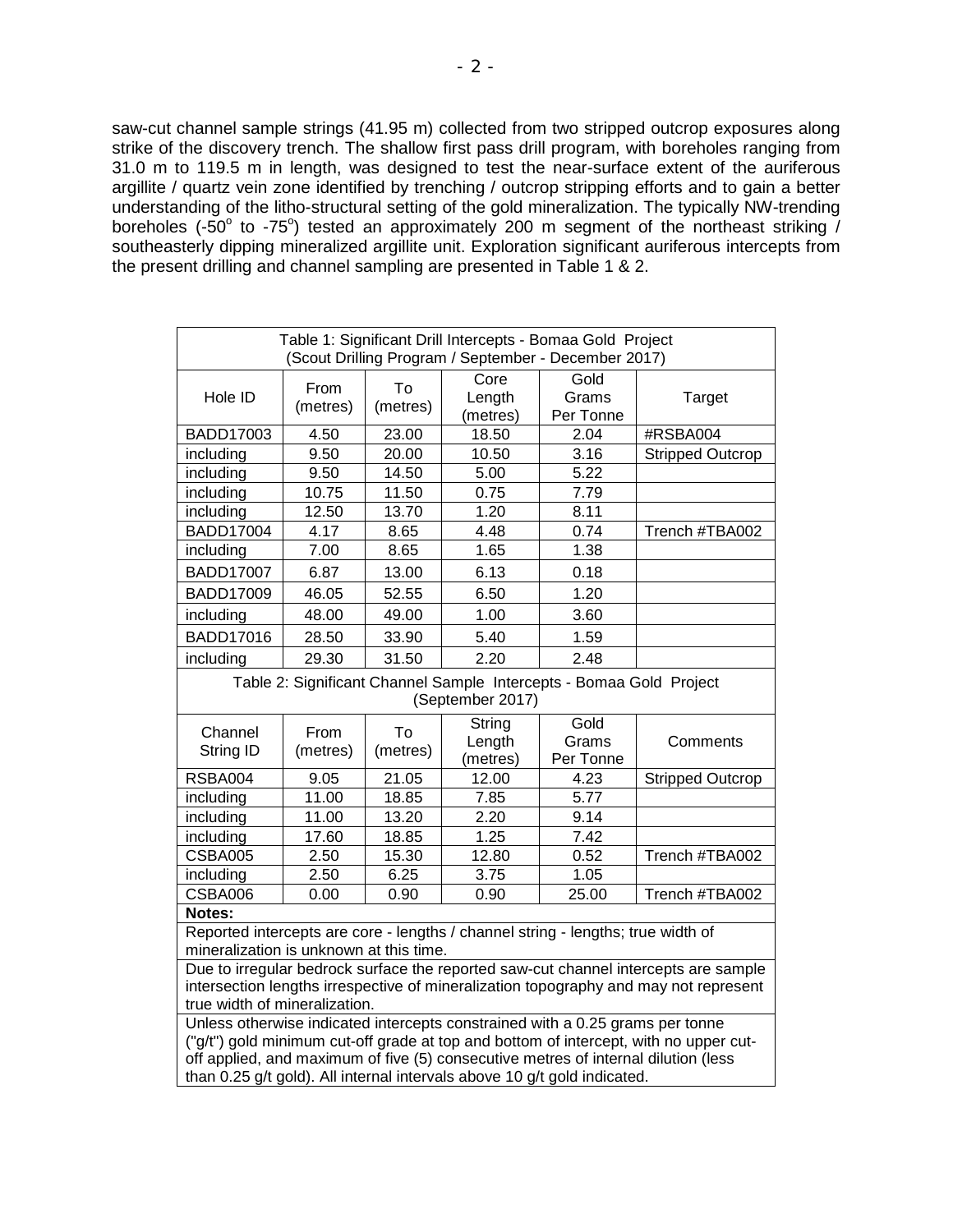saw-cut channel sample strings (41.95 m) collected from two stripped outcrop exposures along strike of the discovery trench. The shallow first pass drill program, with boreholes ranging from 31.0 m to 119.5 m in length, was designed to test the near-surface extent of the auriferous argillite / quartz vein zone identified by trenching / outcrop stripping efforts and to gain a better understanding of the litho-structural setting of the gold mineralization. The typically NW-trending boreholes (-50° to -75°) tested an approximately 200 m segment of the northeast striking / southeasterly dipping mineralized argillite unit. Exploration significant auriferous intercepts from the present drilling and channel sampling are presented in Table 1 & 2.

Table 1: Significant Drill Intercepts - Bomaa Gold Project (Scout Drilling Program / September - December 2017)

| Hole ID | From (metres) | To (metres) | Core Length (metres) | Gold Grams Per Tonne | Target |
|---|---|---|---|---|---|
| BADD17003 | 4.50 | 23.00 | 18.50 | 2.04 | #RSBA004 |
| including | 9.50 | 20.00 | 10.50 | 3.16 | Stripped Outcrop |
| including | 9.50 | 14.50 | 5.00 | 5.22 | |
| including | 10.75 | 11.50 | 0.75 | 7.79 | |
| including | 12.50 | 13.70 | 1.20 | 8.11 | |
| BADD17004 | 4.17 | 8.65 | 4.48 | 0.74 | Trench #TBA002 |
| including | 7.00 | 8.65 | 1.65 | 1.38 | |
| BADD17007 | 6.87 | 13.00 | 6.13 | 0.18 | |
| BADD17009 | 46.05 | 52.55 | 6.50 | 1.20 | |
| including | 48.00 | 49.00 | 1.00 | 3.60 | |
| BADD17016 | 28.50 | 33.90 | 5.40 | 1.59 | |
| including | 29.30 | 31.50 | 2.20 | 2.48 | |

Table 2: Significant Channel Sample Intercepts - Bomaa Gold Project (September 2017)

| Channel String ID | From (metres) | To (metres) | String Length (metres) | Gold Grams Per Tonne | Comments |
|---|---|---|---|---|---|
| RSBA004 | 9.05 | 21.05 | 12.00 | 4.23 | Stripped Outcrop |
| including | 11.00 | 18.85 | 7.85 | 5.77 | |
| including | 11.00 | 13.20 | 2.20 | 9.14 | |
| including | 17.60 | 18.85 | 1.25 | 7.42 | |
| CSBA005 | 2.50 | 15.30 | 12.80 | 0.52 | Trench #TBA002 |
| including | 2.50 | 6.25 | 3.75 | 1.05 | |
| CSBA006 | 0.00 | 0.90 | 0.90 | 25.00 | Trench #TBA002 |

**Notes:**

Reported intercepts are core - lengths / channel string - lengths; true width of mineralization is unknown at this time.

Due to irregular bedrock surface the reported saw-cut channel intercepts are sample intersection lengths irrespective of mineralization topography and may not represent true width of mineralization.

Unless otherwise indicated intercepts constrained with a 0.25 grams per tonne ("g/t") gold minimum cut-off grade at top and bottom of intercept, with no upper cut-off applied, and maximum of five (5) consecutive metres of internal dilution (less than 0.25 g/t gold). All internal intervals above 10 g/t gold indicated.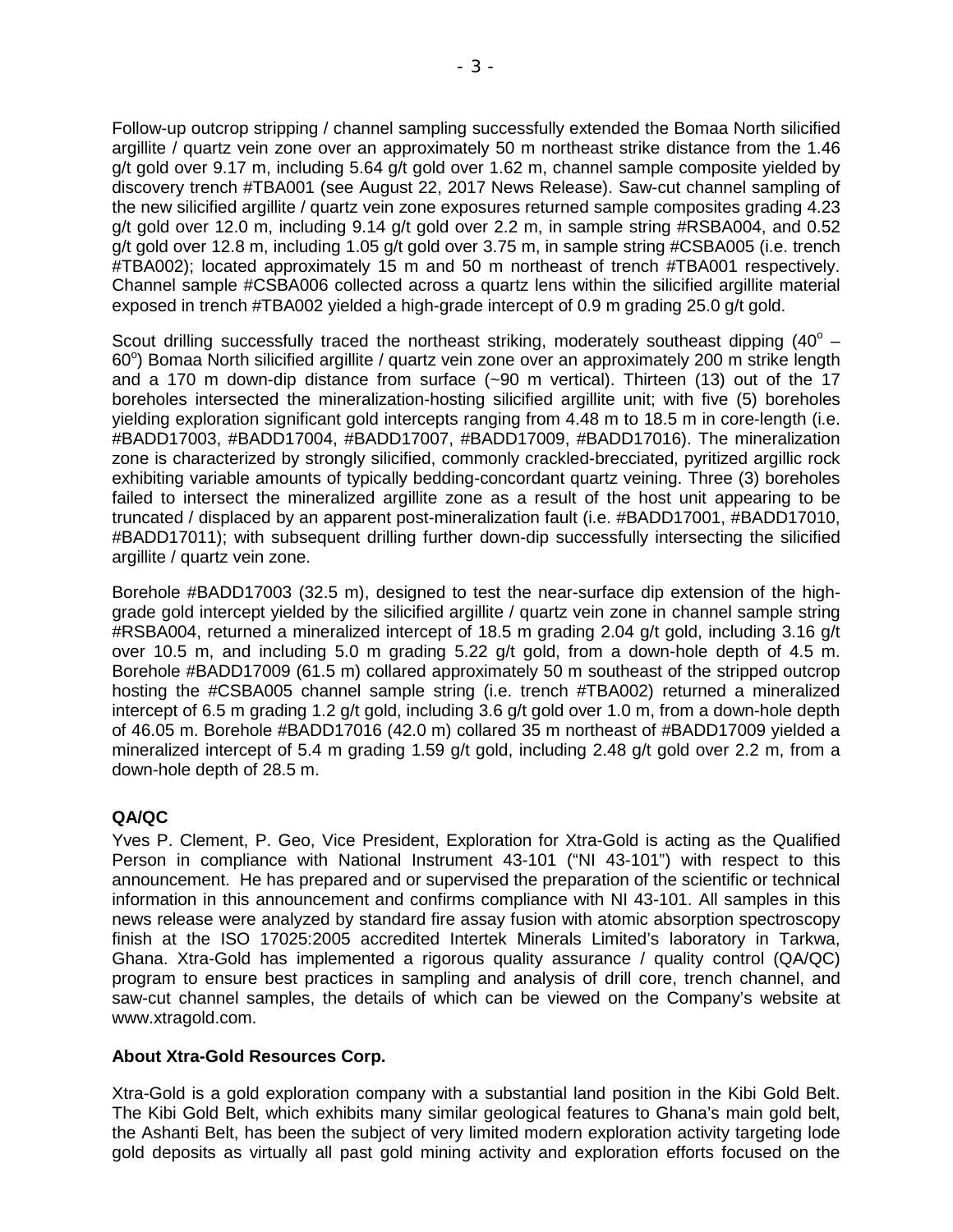Follow-up outcrop stripping / channel sampling successfully extended the Bomaa North silicified argillite / quartz vein zone over an approximately 50 m northeast strike distance from the 1.46 g/t gold over 9.17 m, including 5.64 g/t gold over 1.62 m, channel sample composite yielded by discovery trench #TBA001 (see August 22, 2017 News Release). Saw-cut channel sampling of the new silicified argillite / quartz vein zone exposures returned sample composites grading 4.23 g/t gold over 12.0 m, including 9.14 g/t gold over 2.2 m, in sample string #RSBA004, and 0.52 g/t gold over 12.8 m, including 1.05 g/t gold over 3.75 m, in sample string #CSBA005 (i.e. trench #TBA002); located approximately 15 m and 50 m northeast of trench #TBA001 respectively. Channel sample #CSBA006 collected across a quartz lens within the silicified argillite material exposed in trench #TBA002 yielded a high-grade intercept of 0.9 m grading 25.0 g/t gold.

Scout drilling successfully traced the northeast striking, moderately southeast dipping ($40^o$ – $60^o$) Bomaa North silicified argillite / quartz vein zone over an approximately 200 m strike length and a 170 m down-dip distance from surface (~90 m vertical). Thirteen (13) out of the 17 boreholes intersected the mineralization-hosting silicified argillite unit; with five (5) boreholes yielding exploration significant gold intercepts ranging from 4.48 m to 18.5 m in core-length (i.e. #BADD17003, #BADD17004, #BADD17007, #BADD17009, #BADD17016). The mineralization zone is characterized by strongly silicified, commonly crackled-brecciated, pyritized argillic rock exhibiting variable amounts of typically bedding-concordant quartz veining. Three (3) boreholes failed to intersect the mineralized argillite zone as a result of the host unit appearing to be truncated / displaced by an apparent post-mineralization fault (i.e. #BADD17001, #BADD17010, #BADD17011); with subsequent drilling further down-dip successfully intersecting the silicified argillite / quartz vein zone.

Borehole #BADD17003 (32.5 m), designed to test the near-surface dip extension of the high-grade gold intercept yielded by the silicified argillite / quartz vein zone in channel sample string #RSBA004, returned a mineralized intercept of 18.5 m grading 2.04 g/t gold, including 3.16 g/t over 10.5 m, and including 5.0 m grading 5.22 g/t gold, from a down-hole depth of 4.5 m. Borehole #BADD17009 (61.5 m) collared approximately 50 m southeast of the stripped outcrop hosting the #CSBA005 channel sample string (i.e. trench #TBA002) returned a mineralized intercept of 6.5 m grading 1.2 g/t gold, including 3.6 g/t gold over 1.0 m, from a down-hole depth of 46.05 m. Borehole #BADD17016 (42.0 m) collared 35 m northeast of #BADD17009 yielded a mineralized intercept of 5.4 m grading 1.59 g/t gold, including 2.48 g/t gold over 2.2 m, from a down-hole depth of 28.5 m.

**QA/QC**

Yves P. Clement, P. Geo, Vice President, Exploration for Xtra-Gold is acting as the Qualified Person in compliance with National Instrument 43-101 ("NI 43-101") with respect to this announcement. He has prepared and or supervised the preparation of the scientific or technical information in this announcement and confirms compliance with NI 43-101. All samples in this news release were analyzed by standard fire assay fusion with atomic absorption spectroscopy finish at the ISO 17025:2005 accredited Intertek Minerals Limited's laboratory in Tarkwa, Ghana. Xtra-Gold has implemented a rigorous quality assurance / quality control (QA/QC) program to ensure best practices in sampling and analysis of drill core, trench channel, and saw-cut channel samples, the details of which can be viewed on the Company's website at www.xtragold.com.

**About Xtra-Gold Resources Corp.**

Xtra-Gold is a gold exploration company with a substantial land position in the Kibi Gold Belt. The Kibi Gold Belt, which exhibits many similar geological features to Ghana's main gold belt, the Ashanti Belt, has been the subject of very limited modern exploration activity targeting lode gold deposits as virtually all past gold mining activity and exploration efforts focused on the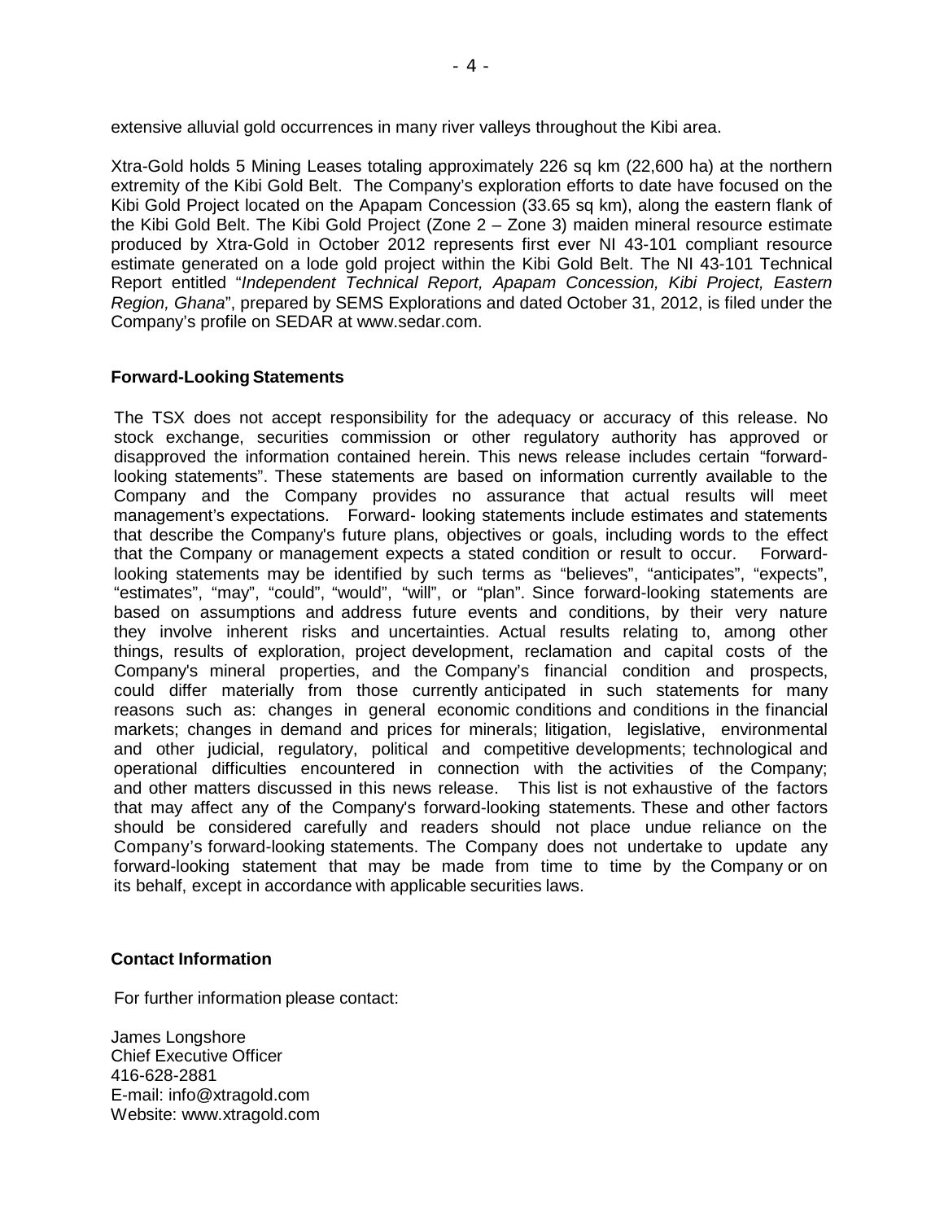extensive alluvial gold occurrences in many river valleys throughout the Kibi area.

Xtra-Gold holds 5 Mining Leases totaling approximately 226 sq km (22,600 ha) at the northern extremity of the Kibi Gold Belt. The Company's exploration efforts to date have focused on the Kibi Gold Project located on the Apapam Concession (33.65 sq km), along the eastern flank of the Kibi Gold Belt. The Kibi Gold Project (Zone 2 – Zone 3) maiden mineral resource estimate produced by Xtra-Gold in October 2012 represents first ever NI 43-101 compliant resource estimate generated on a lode gold project within the Kibi Gold Belt. The NI 43-101 Technical Report entitled "*Independent Technical Report, Apapam Concession, Kibi Project, Eastern Region, Ghana*", prepared by SEMS Explorations and dated October 31, 2012, is filed under the Company's profile on SEDAR at www.sedar.com.

**Forward-Looking Statements**

The TSX does not accept responsibility for the adequacy or accuracy of this release. No stock exchange, securities commission or other regulatory authority has approved or disapproved the information contained herein. This news release includes certain "forward-looking statements". These statements are based on information currently available to the Company and the Company provides no assurance that actual results will meet management's expectations. Forward- looking statements include estimates and statements that describe the Company's future plans, objectives or goals, including words to the effect that the Company or management expects a stated condition or result to occur. Forward-looking statements may be identified by such terms as "believes", "anticipates", "expects", "estimates", "may", "could", "would", "will", or "plan". Since forward-looking statements are based on assumptions and address future events and conditions, by their very nature they involve inherent risks and uncertainties. Actual results relating to, among other things, results of exploration, project development, reclamation and capital costs of the Company's mineral properties, and the Company's financial condition and prospects, could differ materially from those currently anticipated in such statements for many reasons such as: changes in general economic conditions and conditions in the financial markets; changes in demand and prices for minerals; litigation, legislative, environmental and other judicial, regulatory, political and competitive developments; technological and operational difficulties encountered in connection with the activities of the Company; and other matters discussed in this news release. This list is not exhaustive of the factors that may affect any of the Company's forward-looking statements. These and other factors should be considered carefully and readers should not place undue reliance on the Company's forward-looking statements. The Company does not undertake to update any forward-looking statement that may be made from time to time by the Company or on its behalf, except in accordance with applicable securities laws.

**Contact Information**

For further information please contact:

James Longshore
Chief Executive Officer
416-628-2881
E-mail: info@xtragold.com
Website: www.xtragold.com